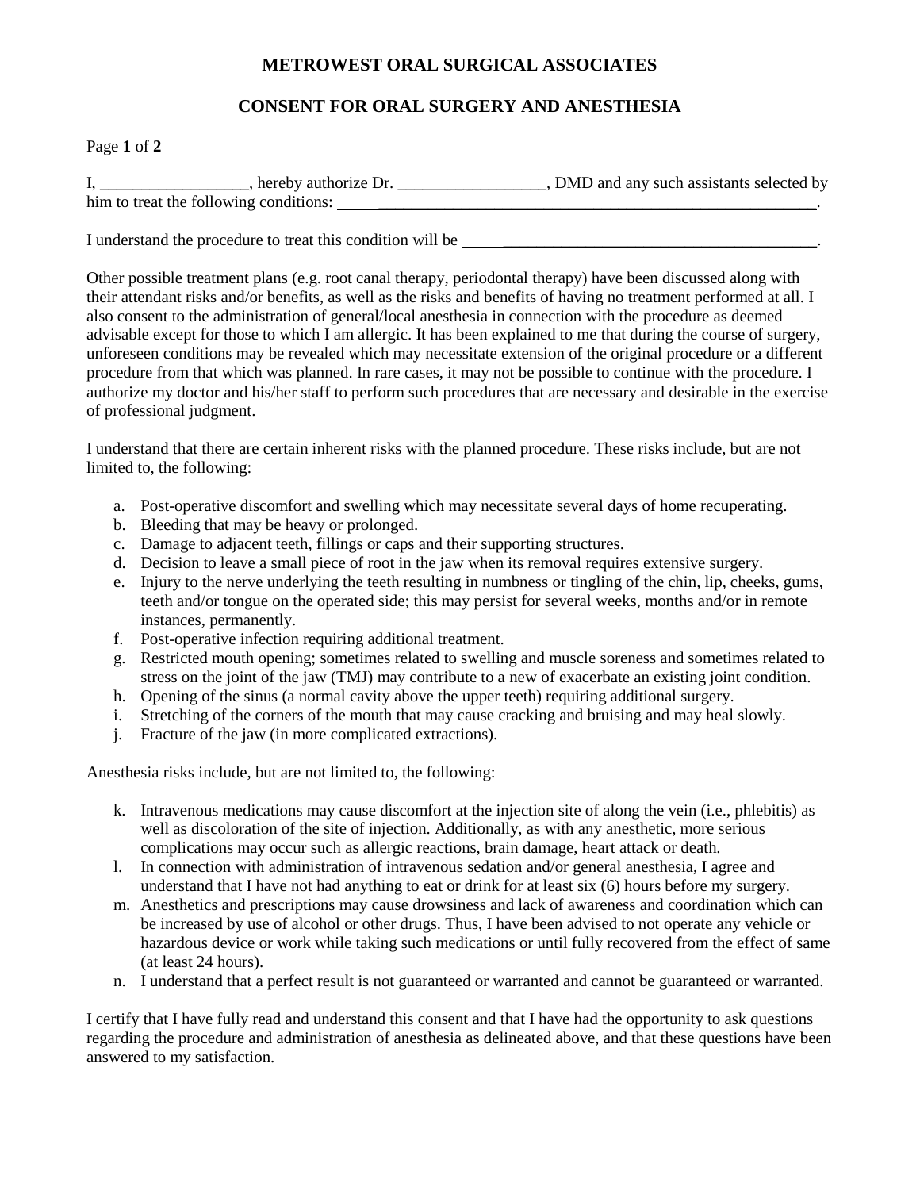# METROWEST ORAL SURGICAL ASSOCIATES

## CONSENT FOR ORAL SURGERY AND ANESTHESIA

I, __________________, hereby authorize Dr. __________________, DMD and any such assistants selected by him to treat the following conditions: ___________________________________________________________.

I understand the procedure to treat this condition will be _____________________________________________.

Other possible treatment plans (e.g. root canal therapy, periodontal therapy) have been discussed along with their attendant risks and/or benefits, as well as the risks and benefits of having no treatment performed at all. I also consent to the administration of general/local anesthesia in connection with the procedure as deemed advisable except for those to which I am allergic. It has been explained to me that during the course of surgery, unforeseen conditions may be revealed which may necessitate extension of the original procedure or a different procedure from that which was planned. In rare cases, it may not be possible to continue with the procedure. I authorize my doctor and his/her staff to perform such procedures that are necessary and desirable in the exercise of professional judgment.

I understand that there are certain inherent risks with the planned procedure. These risks include, but are not limited to, the following:

a. Post-operative discomfort and swelling which may necessitate several days of home recuperating.
b. Bleeding that may be heavy or prolonged.
c. Damage to adjacent teeth, fillings or caps and their supporting structures.
d. Decision to leave a small piece of root in the jaw when its removal requires extensive surgery.
e. Injury to the nerve underlying the teeth resulting in numbness or tingling of the chin, lip, cheeks, gums, teeth and/or tongue on the operated side; this may persist for several weeks, months and/or in remote instances, permanently.
f. Post-operative infection requiring additional treatment.
g. Restricted mouth opening; sometimes related to swelling and muscle soreness and sometimes related to stress on the joint of the jaw (TMJ) may contribute to a new of exacerbate an existing joint condition.
h. Opening of the sinus (a normal cavity above the upper teeth) requiring additional surgery.
i. Stretching of the corners of the mouth that may cause cracking and bruising and may heal slowly.
j. Fracture of the jaw (in more complicated extractions).

Anesthesia risks include, but are not limited to, the following:

k. Intravenous medications may cause discomfort at the injection site of along the vein (i.e., phlebitis) as well as discoloration of the site of injection. Additionally, as with any anesthetic, more serious complications may occur such as allergic reactions, brain damage, heart attack or death.
l. In connection with administration of intravenous sedation and/or general anesthesia, I agree and understand that I have not had anything to eat or drink for at least six (6) hours before my surgery.
m. Anesthetics and prescriptions may cause drowsiness and lack of awareness and coordination which can be increased by use of alcohol or other drugs. Thus, I have been advised to not operate any vehicle or hazardous device or work while taking such medications or until fully recovered from the effect of same (at least 24 hours).
n. I understand that a perfect result is not guaranteed or warranted and cannot be guaranteed or warranted.

I certify that I have fully read and understand this consent and that I have had the opportunity to ask questions regarding the procedure and administration of anesthesia as delineated above, and that these questions have been answered to my satisfaction.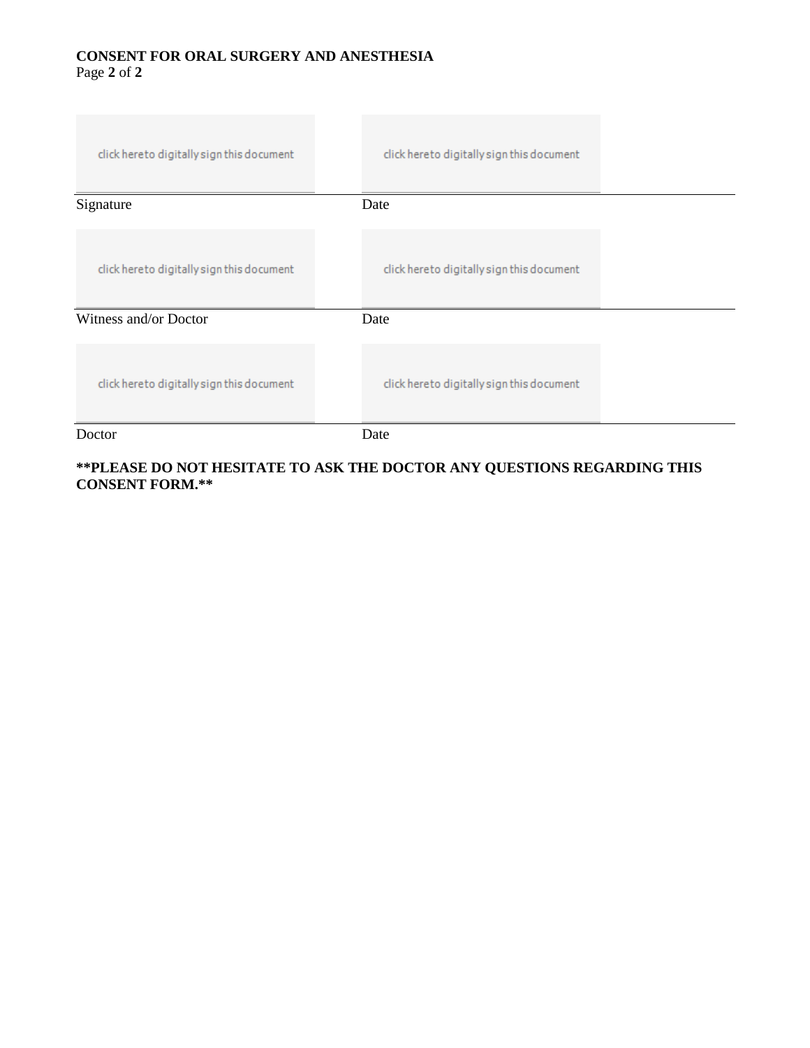| | |
|---|---|
| click hereto digitally sign this document | click hereto digitally sign this document |
| Signature | Date |
| click hereto digitally sign this document | click hereto digitally sign this document |
| Witness and/or Doctor | Date |
| click hereto digitally sign this document | click hereto digitally sign this document |
| Doctor | Date |

**\*\*PLEASE DO NOT HESITATE TO ASK THE DOCTOR ANY QUESTIONS REGARDING THIS CONSENT FORM.\*\***